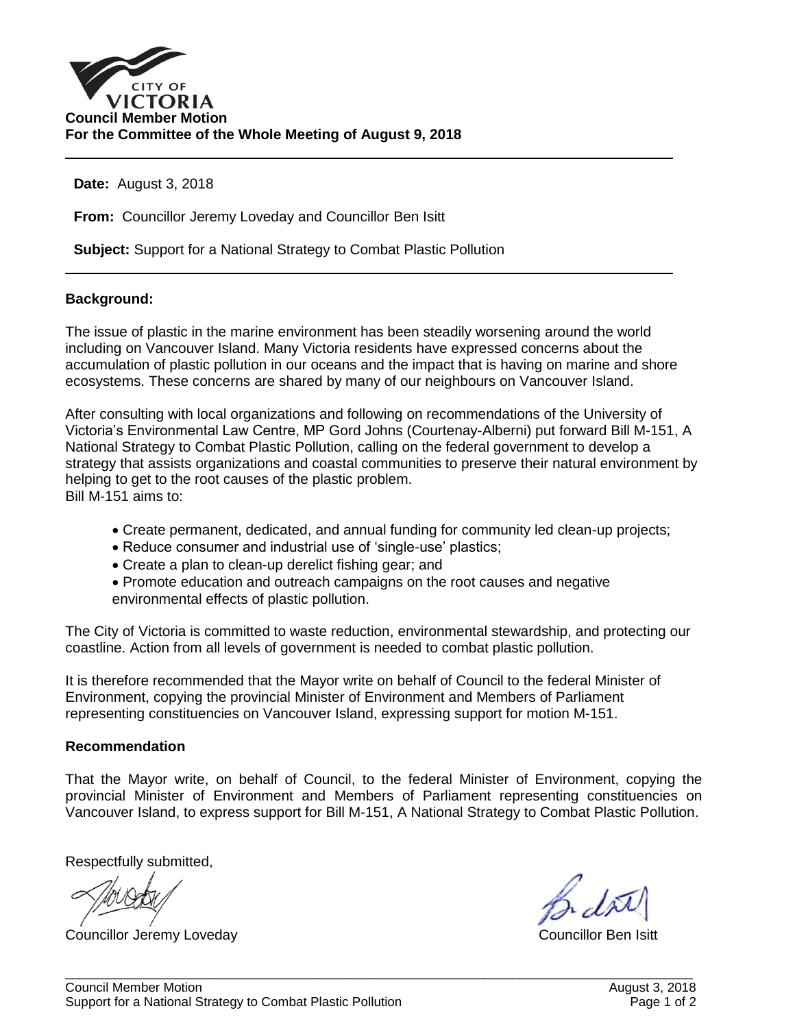CITY OF VICTORIA

**Council Member Motion**
**For the Committee of the Whole Meeting of August 9, 2018**

---

**Date:** August 3, 2018

**From:** Councillor Jeremy Loveday and Councillor Ben Isitt

**Subject:** Support for a National Strategy to Combat Plastic Pollution

---

**Background:**

The issue of plastic in the marine environment has been steadily worsening around the world including on Vancouver Island. Many Victoria residents have expressed concerns about the accumulation of plastic pollution in our oceans and the impact that is having on marine and shore ecosystems. These concerns are shared by many of our neighbours on Vancouver Island.

After consulting with local organizations and following on recommendations of the University of Victoria's Environmental Law Centre, MP Gord Johns (Courtenay-Alberni) put forward Bill M-151, A National Strategy to Combat Plastic Pollution, calling on the federal government to develop a strategy that assists organizations and coastal communities to preserve their natural environment by helping to get to the root causes of the plastic problem.
Bill M-151 aims to:

- Create permanent, dedicated, and annual funding for community led clean-up projects;
- Reduce consumer and industrial use of 'single-use' plastics;
- Create a plan to clean-up derelict fishing gear; and
- Promote education and outreach campaigns on the root causes and negative environmental effects of plastic pollution.

The City of Victoria is committed to waste reduction, environmental stewardship, and protecting our coastline. Action from all levels of government is needed to combat plastic pollution.

It is therefore recommended that the Mayor write on behalf of Council to the federal Minister of Environment, copying the provincial Minister of Environment and Members of Parliament representing constituencies on Vancouver Island, expressing support for motion M-151.

**Recommendation**

That the Mayor write, on behalf of Council, to the federal Minister of Environment, copying the provincial Minister of Environment and Members of Parliament representing constituencies on Vancouver Island, to express support for Bill M-151, A National Strategy to Combat Plastic Pollution.

Respectfully submitted,

Councillor Jeremy Loveday

Councillor Ben Isitt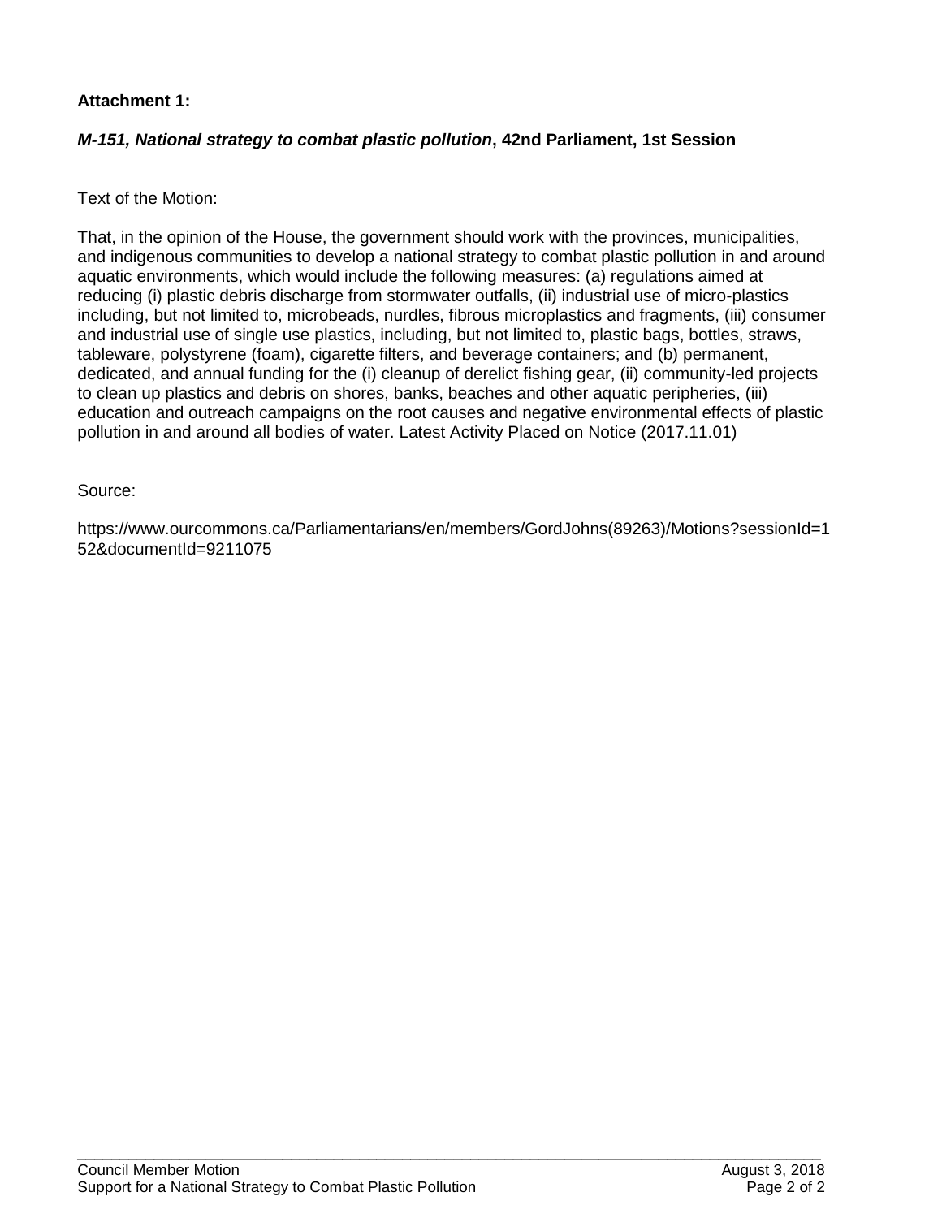**Attachment 1:**

***M-151, National strategy to combat plastic pollution*, 42nd Parliament, 1st Session**

Text of the Motion:

That, in the opinion of the House, the government should work with the provinces, municipalities, and indigenous communities to develop a national strategy to combat plastic pollution in and around aquatic environments, which would include the following measures: (a) regulations aimed at reducing (i) plastic debris discharge from stormwater outfalls, (ii) industrial use of micro-plastics including, but not limited to, microbeads, nurdles, fibrous microplastics and fragments, (iii) consumer and industrial use of single use plastics, including, but not limited to, plastic bags, bottles, straws, tableware, polystyrene (foam), cigarette filters, and beverage containers; and (b) permanent, dedicated, and annual funding for the (i) cleanup of derelict fishing gear, (ii) community-led projects to clean up plastics and debris on shores, banks, beaches and other aquatic peripheries, (iii) education and outreach campaigns on the root causes and negative environmental effects of plastic pollution in and around all bodies of water. Latest Activity Placed on Notice (2017.11.01)

Source:

https://www.ourcommons.ca/Parliamentarians/en/members/GordJohns(89263)/Motions?sessionId=152&documentId=9211075